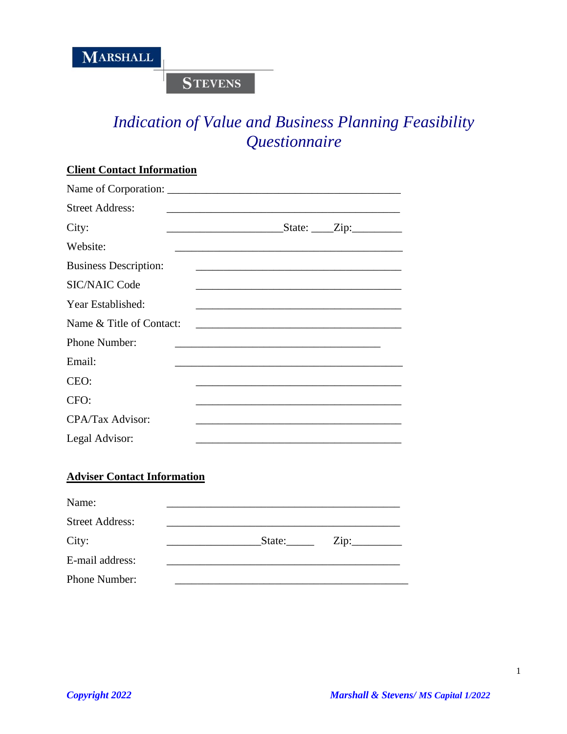MARSHALL

STEVENS

# *Indication of Value and Business Planning Feasibility Questionnaire*

**Client Contact Information**

Name of Corporation: ___________________________________________

Street Address: ___________________________________________

City: _____________________State: ____Zip:_________

Website: ___________________________________________

Business Description: ______________________________________

SIC/NAIC Code ______________________________________

Year Established: ______________________________________

Name & Title of Contact: ______________________________________

Phone Number: ______________________________________

Email: ___________________________________________

CEO: ______________________________________

CFO: ______________________________________

CPA/Tax Advisor: ______________________________________

Legal Advisor: ______________________________________

**Adviser Contact Information**

Name: ___________________________________________

Street Address: ___________________________________________

City: _________________State:_____ Zip:_________

E-mail address: ___________________________________________

Phone Number: ___________________________________________

*Copyright 2022*

*Marshall & Stevens/ MS Capital 1/2022*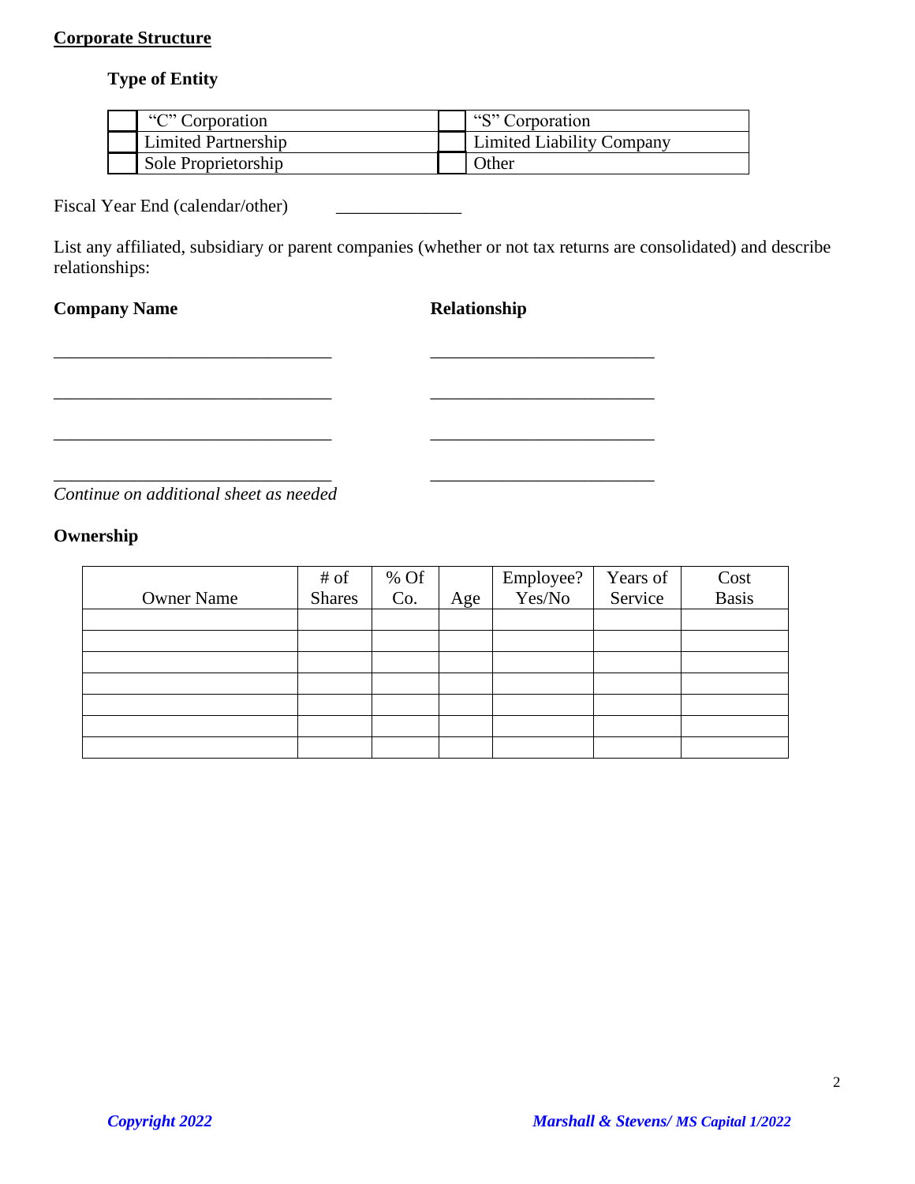**Corporate Structure**

**Type of Entity**

| | | | |
|---|---|---|---|
| | "C" Corporation | | "S" Corporation |
| | Limited Partnership | | Limited Liability Company |
| | Sole Proprietorship | | Other |

Fiscal Year End (calendar/other) ______________

List any affiliated, subsidiary or parent companies (whether or not tax returns are consolidated) and describe relationships:

**Company Name** **Relationship**

_______________________________ _________________________

_______________________________ _________________________

_______________________________ _________________________

_______________________________ _________________________

*Continue on additional sheet as needed*

**Ownership**

| Owner Name | # of Shares | % Of Co. | Age | Employee? Yes/No | Years of Service | Cost Basis |
|---|---|---|---|---|---|---|
| | | | | | | |
| | | | | | | |
| | | | | | | |
| | | | | | | |
| | | | | | | |
| | | | | | | |
| | | | | | | |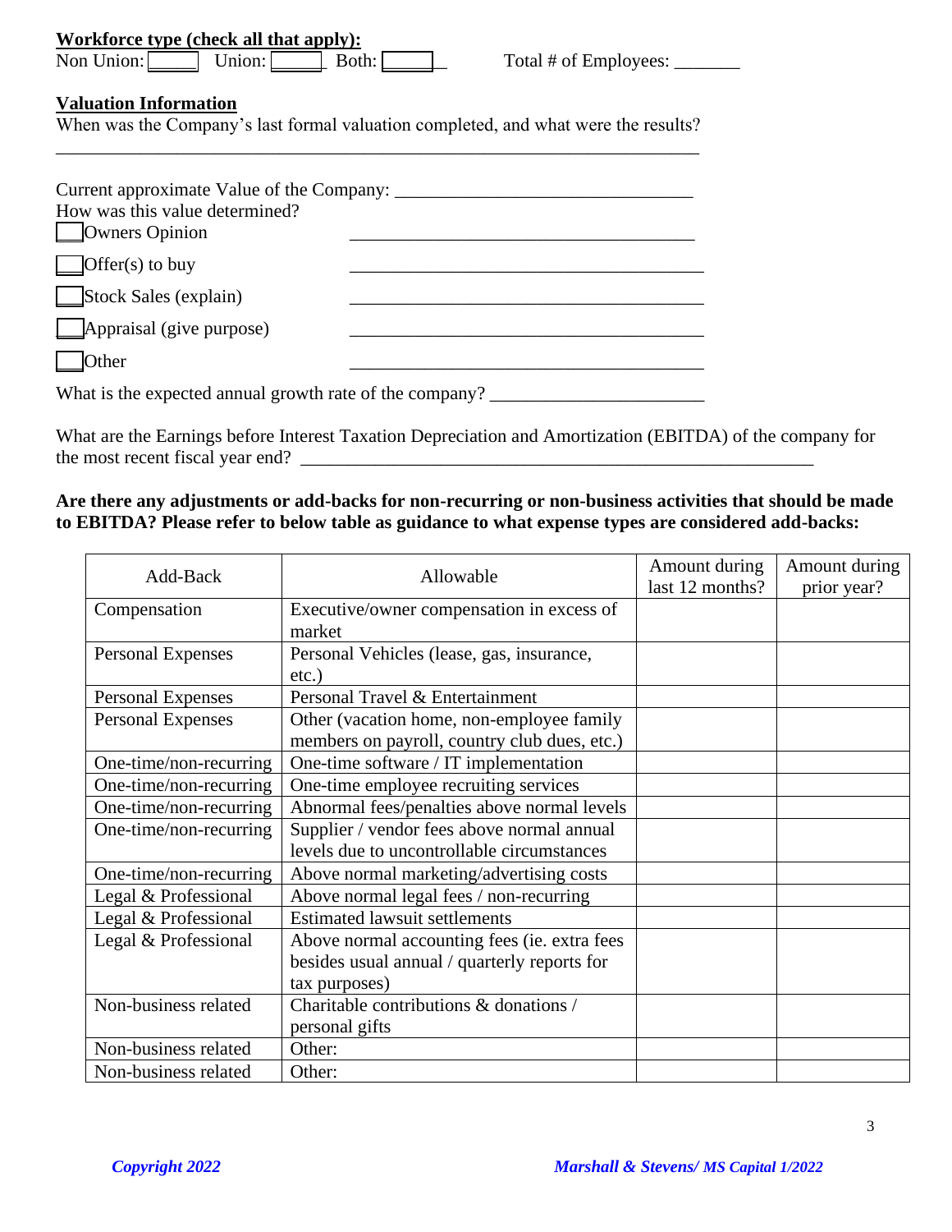**Workforce type (check all that apply):**

Non Union: [ ] Union: [ ] Both: [ ]  Total # of Employees: _______

**Valuation Information**

When was the Company's last formal valuation completed, and what were the results?

_______________________________________________________________________

Current approximate Value of the Company: _______________________________

How was this value determined?

[ ] Owners Opinion _____________________________________

[ ] Offer(s) to buy _____________________________________

[ ] Stock Sales (explain) _____________________________________

[ ] Appraisal (give purpose) _____________________________________

[ ] Other _____________________________________

What is the expected annual growth rate of the company? ______________________

What are the Earnings before Interest Taxation Depreciation and Amortization (EBITDA) of the company for the most recent fiscal year end? _________________________________________________________

**Are there any adjustments or add-backs for non-recurring or non-business activities that should be made to EBITDA? Please refer to below table as guidance to what expense types are considered add-backs:**

| Add-Back | Allowable | Amount during last 12 months? | Amount during prior year? |
|---|---|---|---|
| Compensation | Executive/owner compensation in excess of market | | |
| Personal Expenses | Personal Vehicles (lease, gas, insurance, etc.) | | |
| Personal Expenses | Personal Travel & Entertainment | | |
| Personal Expenses | Other (vacation home, non-employee family members on payroll, country club dues, etc.) | | |
| One-time/non-recurring | One-time software / IT implementation | | |
| One-time/non-recurring | One-time employee recruiting services | | |
| One-time/non-recurring | Abnormal fees/penalties above normal levels | | |
| One-time/non-recurring | Supplier / vendor fees above normal annual levels due to uncontrollable circumstances | | |
| One-time/non-recurring | Above normal marketing/advertising costs | | |
| Legal & Professional | Above normal legal fees / non-recurring | | |
| Legal & Professional | Estimated lawsuit settlements | | |
| Legal & Professional | Above normal accounting fees (ie. extra fees besides usual annual / quarterly reports for tax purposes) | | |
| Non-business related | Charitable contributions & donations / personal gifts | | |
| Non-business related | Other: | | |
| Non-business related | Other: | | |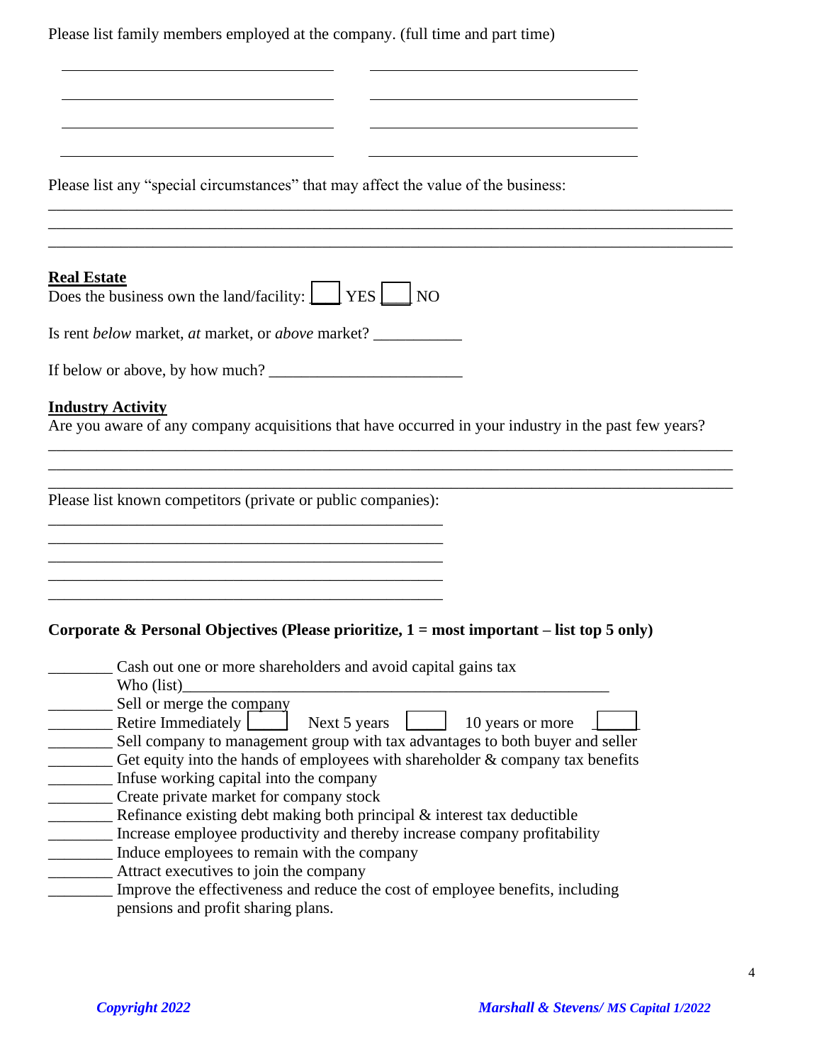Please list family members employed at the company. (full time and part time)

| | |
|---|---|
| ______________________________ | ______________________________ |
| ______________________________ | ______________________________ |
| ______________________________ | ______________________________ |
| ______________________________ | ______________________________ |

Please list any "special circumstances" that may affect the value of the business:

___________________________________________________________________________
___________________________________________________________________________
___________________________________________________________________________

**Real Estate**

Does the business own the land/facility: ☐ YES ☐ NO

Is rent *below* market, *at* market, or *above* market? ___________

If below or above, by how much? ________________________

**Industry Activity**

Are you aware of any company acquisitions that have occurred in your industry in the past few years?

___________________________________________________________________________
___________________________________________________________________________
___________________________________________________________________________

Please list known competitors (private or public companies):

_____________________________________________
_____________________________________________
_____________________________________________
_____________________________________________
_____________________________________________

**Corporate & Personal Objectives (Please prioritize, 1 = most important – list top 5 only)**

________ Cash out one or more shareholders and avoid capital gains tax
Who (list)_____________________________________________________
________ Sell or merge the company
________ Retire Immediately ☐ Next 5 years ☐ 10 years or more ☐
________ Sell company to management group with tax advantages to both buyer and seller
________ Get equity into the hands of employees with shareholder & company tax benefits
________ Infuse working capital into the company
________ Create private market for company stock
________ Refinance existing debt making both principal & interest tax deductible
________ Increase employee productivity and thereby increase company profitability
________ Induce employees to remain with the company
________ Attract executives to join the company
________ Improve the effectiveness and reduce the cost of employee benefits, including pensions and profit sharing plans.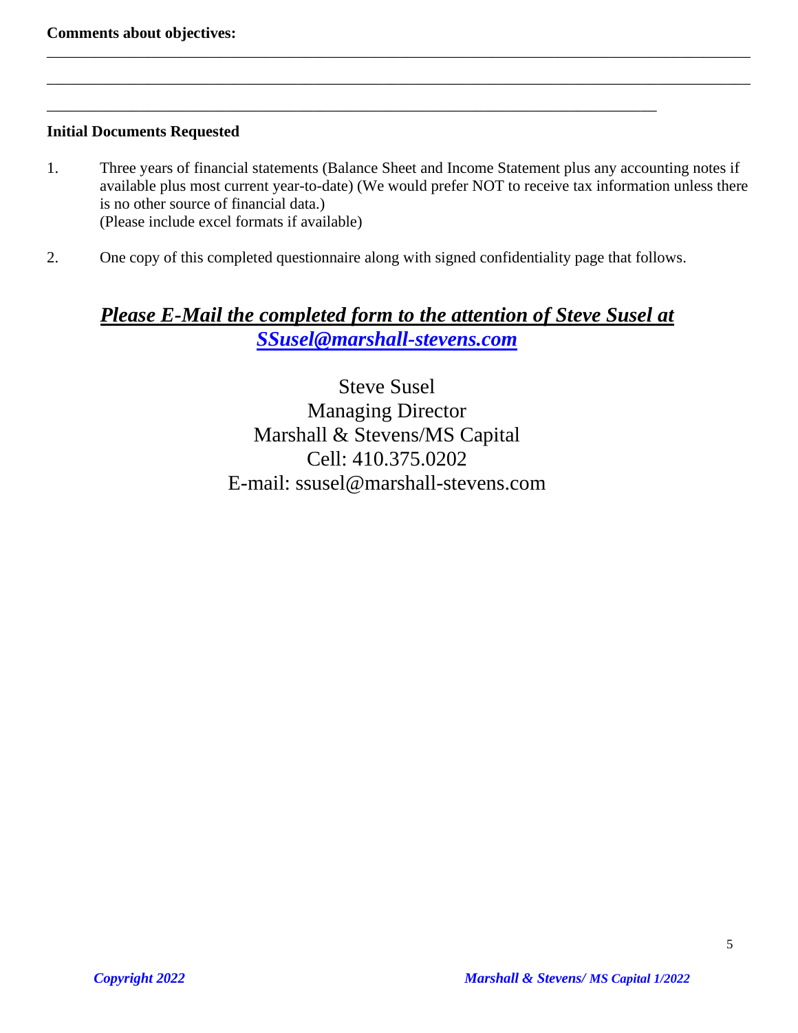**Comments about objectives:**

\_\_\_\_\_\_\_\_\_\_\_\_\_\_\_\_\_\_\_\_\_\_\_\_\_\_\_\_\_\_\_\_\_\_\_\_\_\_\_\_\_\_\_\_\_\_\_\_\_\_\_\_\_\_\_\_\_\_\_\_\_\_\_\_\_\_\_\_\_\_\_\_\_\_\_\_\_\_\_\_\_\_\_\_

\_\_\_\_\_\_\_\_\_\_\_\_\_\_\_\_\_\_\_\_\_\_\_\_\_\_\_\_\_\_\_\_\_\_\_\_\_\_\_\_\_\_\_\_\_\_\_\_\_\_\_\_\_\_\_\_\_\_\_\_\_\_\_\_\_\_\_\_\_\_\_\_\_\_\_\_\_\_\_\_\_\_\_\_

\_\_\_\_\_\_\_\_\_\_\_\_\_\_\_\_\_\_\_\_\_\_\_\_\_\_\_\_\_\_\_\_\_\_\_\_\_\_\_\_\_\_\_\_\_\_\_\_\_\_\_\_\_\_\_\_\_\_\_\_\_\_\_\_\_\_\_\_\_\_\_\_\_

**Initial Documents Requested**

1. Three years of financial statements (Balance Sheet and Income Statement plus any accounting notes if available plus most current year-to-date) (We would prefer NOT to receive tax information unless there is no other source of financial data.)
   (Please include excel formats if available)

2. One copy of this completed questionnaire along with signed confidentiality page that follows.

***Please E-Mail the completed form to the attention of Steve Susel at SSusel@marshall-stevens.com***

Steve Susel
Managing Director
Marshall & Stevens/MS Capital
Cell: 410.375.0202
E-mail: ssusel@marshall-stevens.com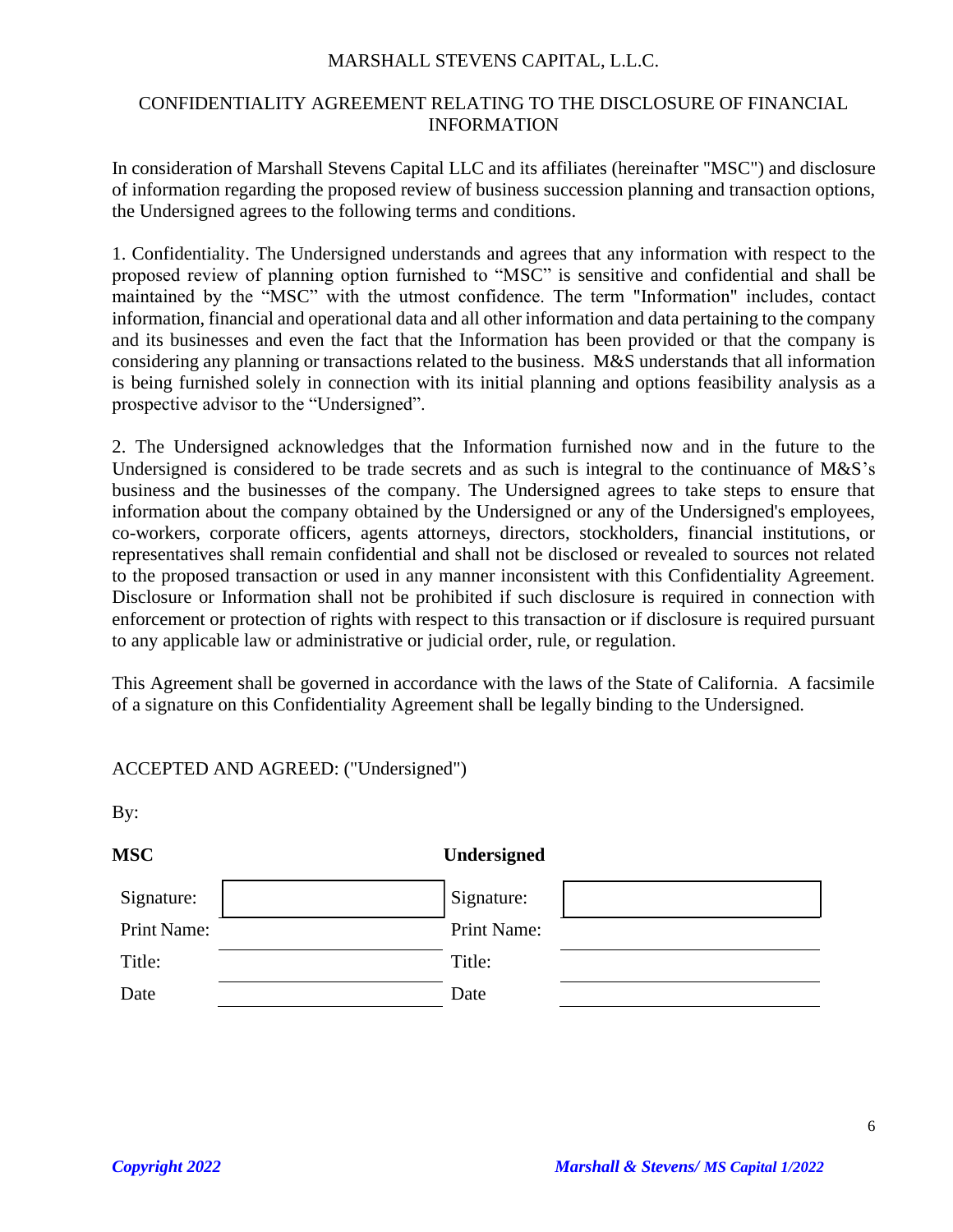MARSHALL STEVENS CAPITAL, L.L.C.

CONFIDENTIALITY AGREEMENT RELATING TO THE DISCLOSURE OF FINANCIAL INFORMATION

In consideration of Marshall Stevens Capital LLC and its affiliates (hereinafter "MSC") and disclosure of information regarding the proposed review of business succession planning and transaction options, the Undersigned agrees to the following terms and conditions.

1. Confidentiality. The Undersigned understands and agrees that any information with respect to the proposed review of planning option furnished to "MSC" is sensitive and confidential and shall be maintained by the "MSC" with the utmost confidence. The term "Information" includes, contact information, financial and operational data and all other information and data pertaining to the company and its businesses and even the fact that the Information has been provided or that the company is considering any planning or transactions related to the business. M&S understands that all information is being furnished solely in connection with its initial planning and options feasibility analysis as a prospective advisor to the "Undersigned".

2. The Undersigned acknowledges that the Information furnished now and in the future to the Undersigned is considered to be trade secrets and as such is integral to the continuance of M&S's business and the businesses of the company. The Undersigned agrees to take steps to ensure that information about the company obtained by the Undersigned or any of the Undersigned's employees, co-workers, corporate officers, agents attorneys, directors, stockholders, financial institutions, or representatives shall remain confidential and shall not be disclosed or revealed to sources not related to the proposed transaction or used in any manner inconsistent with this Confidentiality Agreement. Disclosure or Information shall not be prohibited if such disclosure is required in connection with enforcement or protection of rights with respect to this transaction or if disclosure is required pursuant to any applicable law or administrative or judicial order, rule, or regulation.

This Agreement shall be governed in accordance with the laws of the State of California. A facsimile of a signature on this Confidentiality Agreement shall be legally binding to the Undersigned.

ACCEPTED AND AGREED: ("Undersigned")

By:

| **MSC** | | **Undersigned** | |
|---|---|---|---|
| Signature: | | Signature: | |
| Print Name: | | Print Name: | |
| Title: | | Title: | |
| Date | | Date | |

*Copyright 2022*

*Marshall & Stevens/ MS Capital 1/2022*